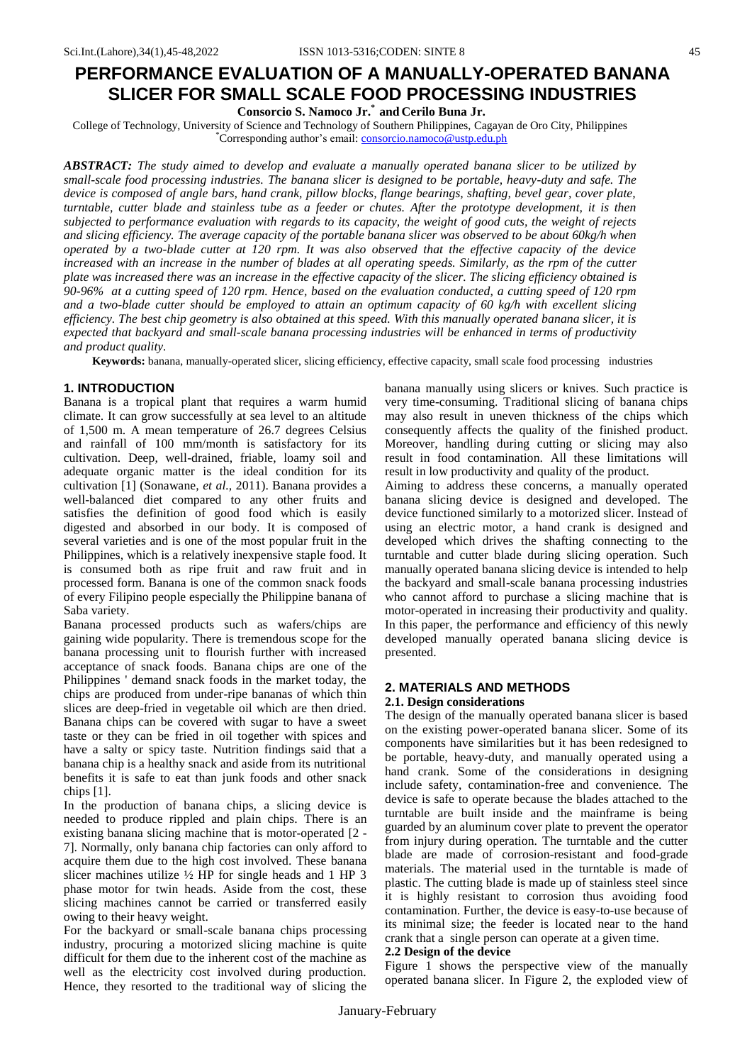# PERFORMANCE EVALUATION OF A MANUALLY-OPERATED BANANA SLICER FOR SMALL SCALE FOOD PROCESSING INDUSTRIES

**Consorcio S. Namoco Jr.\* and Cerilo Buna Jr.**

College of Technology, University of Science and Technology of Southern Philippines, Cagayan de Oro City, Philippines

\*Corresponding author's email: consorcio.namoco@ustp.edu.ph

***ABSTRACT:*** *The study aimed to develop and evaluate a manually operated banana slicer to be utilized by small-scale food processing industries. The banana slicer is designed to be portable, heavy-duty and safe. The device is composed of angle bars, hand crank, pillow blocks, flange bearings, shafting, bevel gear, cover plate, turntable, cutter blade and stainless tube as a feeder or chutes. After the prototype development, it is then subjected to performance evaluation with regards to its capacity, the weight of good cuts, the weight of rejects and slicing efficiency. The average capacity of the portable banana slicer was observed to be about 60kg/h when operated by a two-blade cutter at 120 rpm. It was also observed that the effective capacity of the device increased with an increase in the number of blades at all operating speeds. Similarly, as the rpm of the cutter plate was increased there was an increase in the effective capacity of the slicer. The slicing efficiency obtained is 90-96% at a cutting speed of 120 rpm. Hence, based on the evaluation conducted, a cutting speed of 120 rpm and a two-blade cutter should be employed to attain an optimum capacity of 60 kg/h with excellent slicing efficiency. The best chip geometry is also obtained at this speed. With this manually operated banana slicer, it is expected that backyard and small-scale banana processing industries will be enhanced in terms of productivity and product quality.*

**Keywords:** banana, manually-operated slicer, slicing efficiency, effective capacity, small scale food processing industries

## 1. INTRODUCTION

Banana is a tropical plant that requires a warm humid climate. It can grow successfully at sea level to an altitude of 1,500 m. A mean temperature of 26.7 degrees Celsius and rainfall of 100 mm/month is satisfactory for its cultivation. Deep, well-drained, friable, loamy soil and adequate organic matter is the ideal condition for its cultivation [1] (Sonawane, *et al.,* 2011). Banana provides a well-balanced diet compared to any other fruits and satisfies the definition of good food which is easily digested and absorbed in our body. It is composed of several varieties and is one of the most popular fruit in the Philippines, which is a relatively inexpensive staple food. It is consumed both as ripe fruit and raw fruit and in processed form. Banana is one of the common snack foods of every Filipino people especially the Philippine banana of Saba variety.

Banana processed products such as wafers/chips are gaining wide popularity. There is tremendous scope for the banana processing unit to flourish further with increased acceptance of snack foods. Banana chips are one of the Philippines ' demand snack foods in the market today, the chips are produced from under-ripe bananas of which thin slices are deep-fried in vegetable oil which are then dried. Banana chips can be covered with sugar to have a sweet taste or they can be fried in oil together with spices and have a salty or spicy taste. Nutrition findings said that a banana chip is a healthy snack and aside from its nutritional benefits it is safe to eat than junk foods and other snack chips [1].

In the production of banana chips, a slicing device is needed to produce rippled and plain chips. There is an existing banana slicing machine that is motor-operated [2 - 7]. Normally, only banana chip factories can only afford to acquire them due to the high cost involved. These banana slicer machines utilize ½ HP for single heads and 1 HP 3 phase motor for twin heads. Aside from the cost, these slicing machines cannot be carried or transferred easily owing to their heavy weight.

For the backyard or small-scale banana chips processing industry, procuring a motorized slicing machine is quite difficult for them due to the inherent cost of the machine as well as the electricity cost involved during production. Hence, they resorted to the traditional way of slicing the banana manually using slicers or knives. Such practice is very time-consuming. Traditional slicing of banana chips may also result in uneven thickness of the chips which consequently affects the quality of the finished product. Moreover, handling during cutting or slicing may also result in food contamination. All these limitations will result in low productivity and quality of the product.

Aiming to address these concerns, a manually operated banana slicing device is designed and developed. The device functioned similarly to a motorized slicer. Instead of using an electric motor, a hand crank is designed and developed which drives the shafting connecting to the turntable and cutter blade during slicing operation. Such manually operated banana slicing device is intended to help the backyard and small-scale banana processing industries who cannot afford to purchase a slicing machine that is motor-operated in increasing their productivity and quality. In this paper, the performance and efficiency of this newly developed manually operated banana slicing device is presented.

## 2. MATERIALS AND METHODS

### 2.1. Design considerations

The design of the manually operated banana slicer is based on the existing power-operated banana slicer. Some of its components have similarities but it has been redesigned to be portable, heavy-duty, and manually operated using a hand crank. Some of the considerations in designing include safety, contamination-free and convenience. The device is safe to operate because the blades attached to the turntable are built inside and the mainframe is being guarded by an aluminum cover plate to prevent the operator from injury during operation. The turntable and the cutter blade are made of corrosion-resistant and food-grade materials. The material used in the turntable is made of plastic. The cutting blade is made up of stainless steel since it is highly resistant to corrosion thus avoiding food contamination. Further, the device is easy-to-use because of its minimal size; the feeder is located near to the hand crank that a single person can operate at a given time.

### 2.2 Design of the device

Figure 1 shows the perspective view of the manually operated banana slicer. In Figure 2, the exploded view of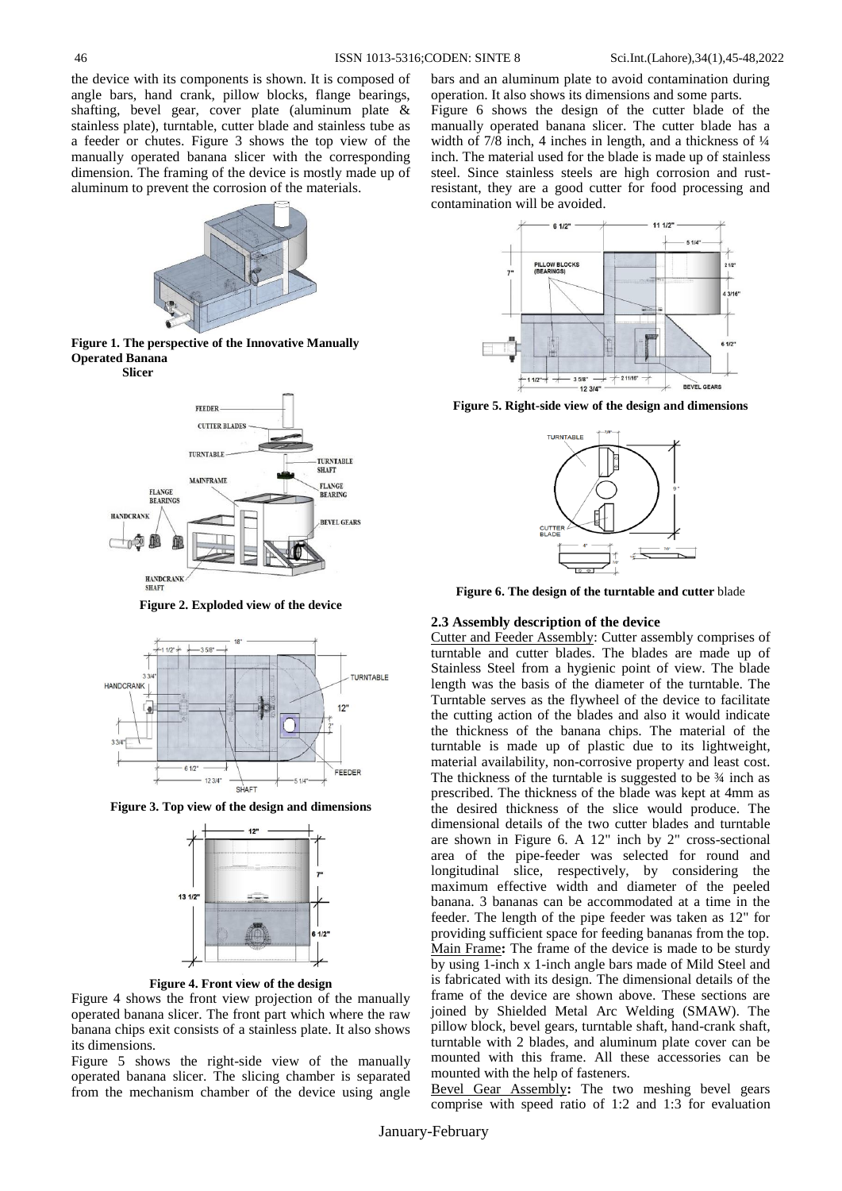the device with its components is shown. It is composed of angle bars, hand crank, pillow blocks, flange bearings, shafting, bevel gear, cover plate (aluminum plate & stainless plate), turntable, cutter blade and stainless tube as a feeder or chutes. Figure 3 shows the top view of the manually operated banana slicer with the corresponding dimension. The framing of the device is mostly made up of aluminum to prevent the corrosion of the materials.

**Figure 1. The perspective of the Innovative Manually Operated Banana Slicer**

**Figure 2. Exploded view of the device**

**Figure 3. Top view of the design and dimensions**

**Figure 4. Front view of the design**

Figure 4 shows the front view projection of the manually operated banana slicer. The front part which where the raw banana chips exit consists of a stainless plate. It also shows its dimensions.

Figure 5 shows the right-side view of the manually operated banana slicer. The slicing chamber is separated from the mechanism chamber of the device using angle bars and an aluminum plate to avoid contamination during operation. It also shows its dimensions and some parts.

Figure 6 shows the design of the cutter blade of the manually operated banana slicer. The cutter blade has a width of 7/8 inch, 4 inches in length, and a thickness of ¼ inch. The material used for the blade is made up of stainless steel. Since stainless steels are high corrosion and rust-resistant, they are a good cutter for food processing and contamination will be avoided.

**Figure 5. Right-side view of the design and dimensions**

**Figure 6. The design of the turntable and cutter** blade

### 2.3 Assembly description of the device

Cutter and Feeder Assembly: Cutter assembly comprises of turntable and cutter blades. The blades are made up of Stainless Steel from a hygienic point of view. The blade length was the basis of the diameter of the turntable. The Turntable serves as the flywheel of the device to facilitate the cutting action of the blades and also it would indicate the thickness of the banana chips. The material of the turntable is made up of plastic due to its lightweight, material availability, non-corrosive property and least cost. The thickness of the turntable is suggested to be ¾ inch as prescribed. The thickness of the blade was kept at 4mm as the desired thickness of the slice would produce. The dimensional details of the two cutter blades and turntable are shown in Figure 6. A 12" inch by 2" cross-sectional area of the pipe-feeder was selected for round and longitudinal slice, respectively, by considering the maximum effective width and diameter of the peeled banana. 3 bananas can be accommodated at a time in the feeder. The length of the pipe feeder was taken as 12" for providing sufficient space for feeding bananas from the top.

Main Frame**:** The frame of the device is made to be sturdy by using 1-inch x 1-inch angle bars made of Mild Steel and is fabricated with its design. The dimensional details of the frame of the device are shown above. These sections are joined by Shielded Metal Arc Welding (SMAW). The pillow block, bevel gears, turntable shaft, hand-crank shaft, turntable with 2 blades, and aluminum plate cover can be mounted with this frame. All these accessories can be mounted with the help of fasteners.

Bevel Gear Assembly**:** The two meshing bevel gears comprise with speed ratio of 1:2 and 1:3 for evaluation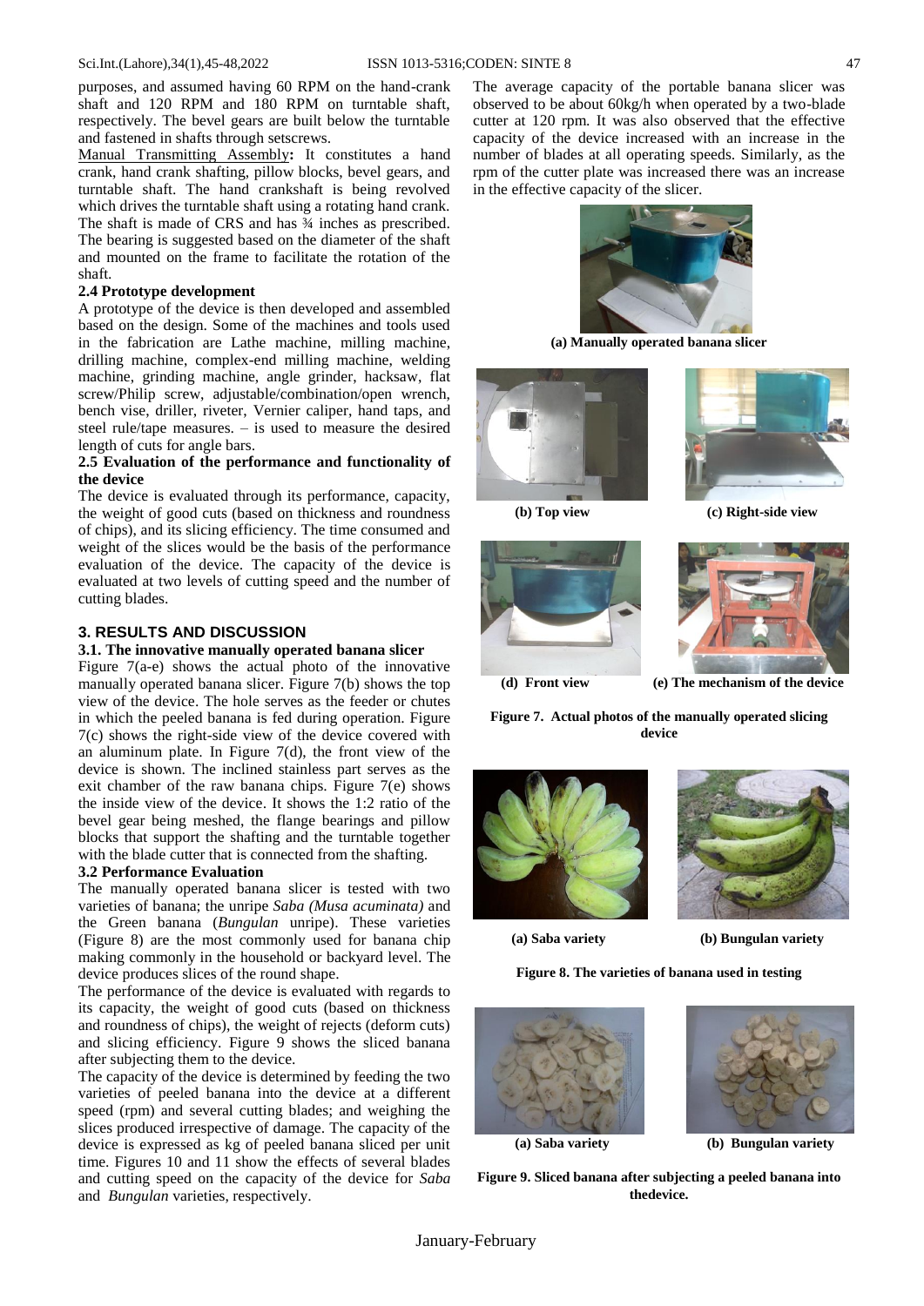purposes, and assumed having 60 RPM on the hand-crank shaft and 120 RPM and 180 RPM on turntable shaft, respectively. The bevel gears are built below the turntable and fastened in shafts through setscrews.

Manual Transmitting Assembly**:** It constitutes a hand crank, hand crank shafting, pillow blocks, bevel gears, and turntable shaft. The hand crankshaft is being revolved which drives the turntable shaft using a rotating hand crank. The shaft is made of CRS and has ¾ inches as prescribed. The bearing is suggested based on the diameter of the shaft and mounted on the frame to facilitate the rotation of the shaft.

### 2.4 Prototype development

A prototype of the device is then developed and assembled based on the design. Some of the machines and tools used in the fabrication are Lathe machine, milling machine, drilling machine, complex-end milling machine, welding machine, grinding machine, angle grinder, hacksaw, flat screw/Philip screw, adjustable/combination/open wrench, bench vise, driller, riveter, Vernier caliper, hand taps, and steel rule/tape measures. – is used to measure the desired length of cuts for angle bars.

### 2.5 Evaluation of the performance and functionality of the device

The device is evaluated through its performance, capacity, the weight of good cuts (based on thickness and roundness of chips), and its slicing efficiency. The time consumed and weight of the slices would be the basis of the performance evaluation of the device. The capacity of the device is evaluated at two levels of cutting speed and the number of cutting blades.

## 3. RESULTS AND DISCUSSION

### 3.1. The innovative manually operated banana slicer

Figure 7(a-e) shows the actual photo of the innovative manually operated banana slicer. Figure 7(b) shows the top view of the device. The hole serves as the feeder or chutes in which the peeled banana is fed during operation. Figure 7(c) shows the right-side view of the device covered with an aluminum plate. In Figure 7(d), the front view of the device is shown. The inclined stainless part serves as the exit chamber of the raw banana chips. Figure 7(e) shows the inside view of the device. It shows the 1:2 ratio of the bevel gear being meshed, the flange bearings and pillow blocks that support the shafting and the turntable together with the blade cutter that is connected from the shafting.

### 3.2 Performance Evaluation

The manually operated banana slicer is tested with two varieties of banana; the unripe *Saba (Musa acuminata)* and the Green banana (*Bungulan* unripe). These varieties (Figure 8) are the most commonly used for banana chip making commonly in the household or backyard level. The device produces slices of the round shape.

The performance of the device is evaluated with regards to its capacity, the weight of good cuts (based on thickness and roundness of chips), the weight of rejects (deform cuts) and slicing efficiency. Figure 9 shows the sliced banana after subjecting them to the device.

The capacity of the device is determined by feeding the two varieties of peeled banana into the device at a different speed (rpm) and several cutting blades; and weighing the slices produced irrespective of damage. The capacity of the device is expressed as kg of peeled banana sliced per unit time. Figures 10 and 11 show the effects of several blades and cutting speed on the capacity of the device for *Saba* and *Bungulan* varieties, respectively.

The average capacity of the portable banana slicer was observed to be about 60kg/h when operated by a two-blade cutter at 120 rpm. It was also observed that the effective capacity of the device increased with an increase in the number of blades at all operating speeds. Similarly, as the rpm of the cutter plate was increased there was an increase in the effective capacity of the slicer.

**(a) Manually operated banana slicer**

**(b) Top view**

**(c) Right-side view**

**(d) Front view**

**(e) The mechanism of the device**

**Figure 7. Actual photos of the manually operated slicing device**

**(a) Saba variety**

**(b) Bungulan variety**

**Figure 8. The varieties of banana used in testing**

**(a) Saba variety**

**(b) Bungulan variety**

**Figure 9. Sliced banana after subjecting a peeled banana into thedevice.**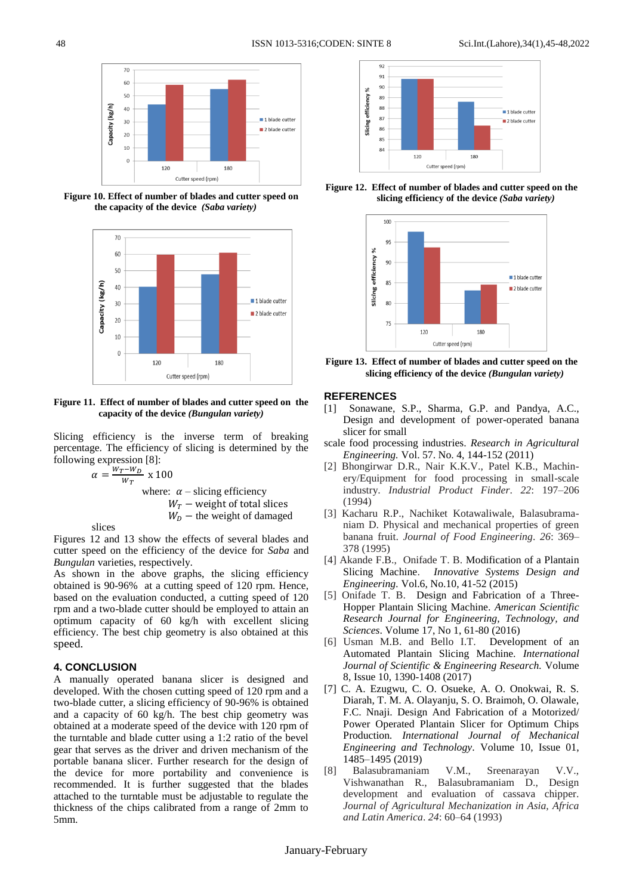Capacity (kg/h)
70
60
50
40
30
20
10
0
120
180
Cutter speed (rpm)
1 blade cutter
2 blade cutter

**Figure 10. Effect of number of blades and cutter speed on the capacity of the device *(Saba variety)***

Capacity (kg/h)
70
60
50
40
30
20
10
0
120
180
Cutter speed (rpm)
1 blade cutter
2 blade cutter

**Figure 11. Effect of number of blades and cutter speed on the capacity of the device *(Bungulan variety)***

Slicing efficiency is the inverse term of breaking percentage. The efficiency of slicing is determined by the following expression [8]:

$$\alpha = \frac{W_T - W_D}{W_T} \text{ x } 100$$

where: $\alpha$ – slicing efficiency
$W_T$ – weight of total slices
$W_D$ – the weight of damaged slices

Figures 12 and 13 show the effects of several blades and cutter speed on the efficiency of the device for *Saba* and *Bungulan* varieties, respectively.

As shown in the above graphs, the slicing efficiency obtained is 90-96% at a cutting speed of 120 rpm. Hence, based on the evaluation conducted, a cutting speed of 120 rpm and a two-blade cutter should be employed to attain an optimum capacity of 60 kg/h with excellent slicing efficiency. The best chip geometry is also obtained at this speed.

## 4. CONCLUSION

A manually operated banana slicer is designed and developed. With the chosen cutting speed of 120 rpm and a two-blade cutter, a slicing efficiency of 90-96% is obtained and a capacity of 60 kg/h. The best chip geometry was obtained at a moderate speed of the device with 120 rpm of the turntable and blade cutter using a 1:2 ratio of the bevel gear that serves as the driver and driven mechanism of the portable banana slicer. Further research for the design of the device for more portability and convenience is recommended. It is further suggested that the blades attached to the turntable must be adjustable to regulate the thickness of the chips calibrated from a range of 2mm to 5mm.

Slicing efficiency %
92
91
90
89
88
87
86
85
84
120
180
Cutter speed (rpm)
1 blade cutter
2 blade cutter

**Figure 12. Effect of number of blades and cutter speed on the slicing efficiency of the device *(Saba variety)***

Slicing efficiency %
100
95
90
85
80
75
120
180
Cutter speed (rpm)
1 blade cutter
2 blade cutter

**Figure 13. Effect of number of blades and cutter speed on the slicing efficiency of the device *(Bungulan variety)***

## REFERENCES

[1] Sonawane, S.P., Sharma, G.P. and Pandya, A.C., Design and development of power-operated banana slicer for small scale food processing industries. *Research in Agricultural Engineering*. Vol. 57. No. 4, 144-152 (2011)

[2] Bhongirwar D.R., Nair K.K.V., Patel K.B., Machinery/Equipment for food processing in small-scale industry. *Industrial Product Finder*. *22*: 197–206 (1994)

[3] Kacharu R.P., Nachiket Kotawaliwale, Balasubramaniam D. Physical and mechanical properties of green banana fruit. *Journal of Food Engineering*. *26*: 369–378 (1995)

[4] Akande F.B., Onifade T. B. Modification of a Plantain Slicing Machine. *Innovative Systems Design and Engineering*. Vol.6, No.10, 41-52 (2015)

[5] Onifade T. B. Design and Fabrication of a Three-Hopper Plantain Slicing Machine. *American Scientific Research Journal for Engineering, Technology, and Sciences*. Volume 17, No 1, 61-80 (2016)

[6] Usman M.B. and Bello I.T. Development of an Automated Plantain Slicing Machine. *International Journal of Scientific & Engineering Research*. Volume 8, Issue 10, 1390-1408 (2017)

[7] C. A. Ezugwu, C. O. Osueke, A. O. Onokwai, R. S. Diarah, T. M. A. Olayanju, S. O. Braimoh, O. Olawale, F.C. Nnaji. Design And Fabrication of a Motorized/ Power Operated Plantain Slicer for Optimum Chips Production. *International Journal of Mechanical Engineering and Technology*. Volume 10, Issue 01, 1485–1495 (2019)

[8] Balasubramaniam V.M., Sreenarayan V.V., Vishwanathan R., Balasubramaniam D., Design development and evaluation of cassava chipper. *Journal of Agricultural Mechanization in Asia, Africa and Latin America*. *24*: 60–64 (1993)